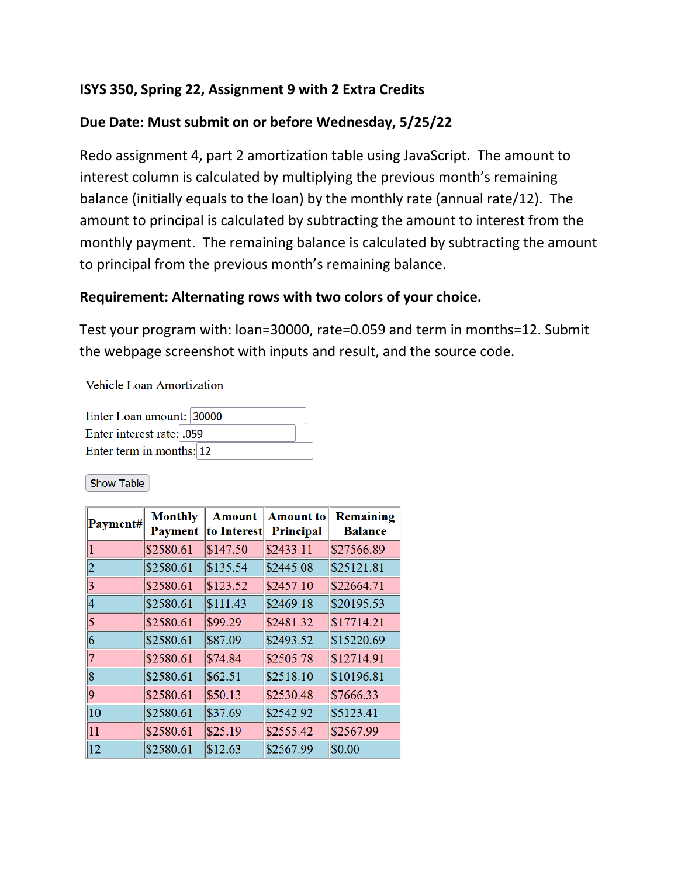**ISYS 350, Spring 22, Assignment 9 with 2 Extra Credits**

**Due Date: Must submit on or before Wednesday, 5/25/22**

Redo assignment 4, part 2 amortization table using JavaScript. The amount to interest column is calculated by multiplying the previous month's remaining balance (initially equals to the loan) by the monthly rate (annual rate/12). The amount to principal is calculated by subtracting the amount to interest from the monthly payment. The remaining balance is calculated by subtracting the amount to principal from the previous month's remaining balance.

**Requirement: Alternating rows with two colors of your choice.**

Test your program with: loan=30000, rate=0.059 and term in months=12. Submit the webpage screenshot with inputs and result, and the source code.

Vehicle Loan Amortization

Enter Loan amount: 30000
Enter interest rate: .059
Enter term in months: 12

Show Table

| Payment# | Monthly Payment | Amount to Interest | Amount to Principal | Remaining Balance |
|---|---|---|---|---|
| 1 | $2580.61 | $147.50 | $2433.11 | $27566.89 |
| 2 | $2580.61 | $135.54 | $2445.08 | $25121.81 |
| 3 | $2580.61 | $123.52 | $2457.10 | $22664.71 |
| 4 | $2580.61 | $111.43 | $2469.18 | $20195.53 |
| 5 | $2580.61 | $99.29 | $2481.32 | $17714.21 |
| 6 | $2580.61 | $87.09 | $2493.52 | $15220.69 |
| 7 | $2580.61 | $74.84 | $2505.78 | $12714.91 |
| 8 | $2580.61 | $62.51 | $2518.10 | $10196.81 |
| 9 | $2580.61 | $50.13 | $2530.48 | $7666.33 |
| 10 | $2580.61 | $37.69 | $2542.92 | $5123.41 |
| 11 | $2580.61 | $25.19 | $2555.42 | $2567.99 |
| 12 | $2580.61 | $12.63 | $2567.99 | $0.00 |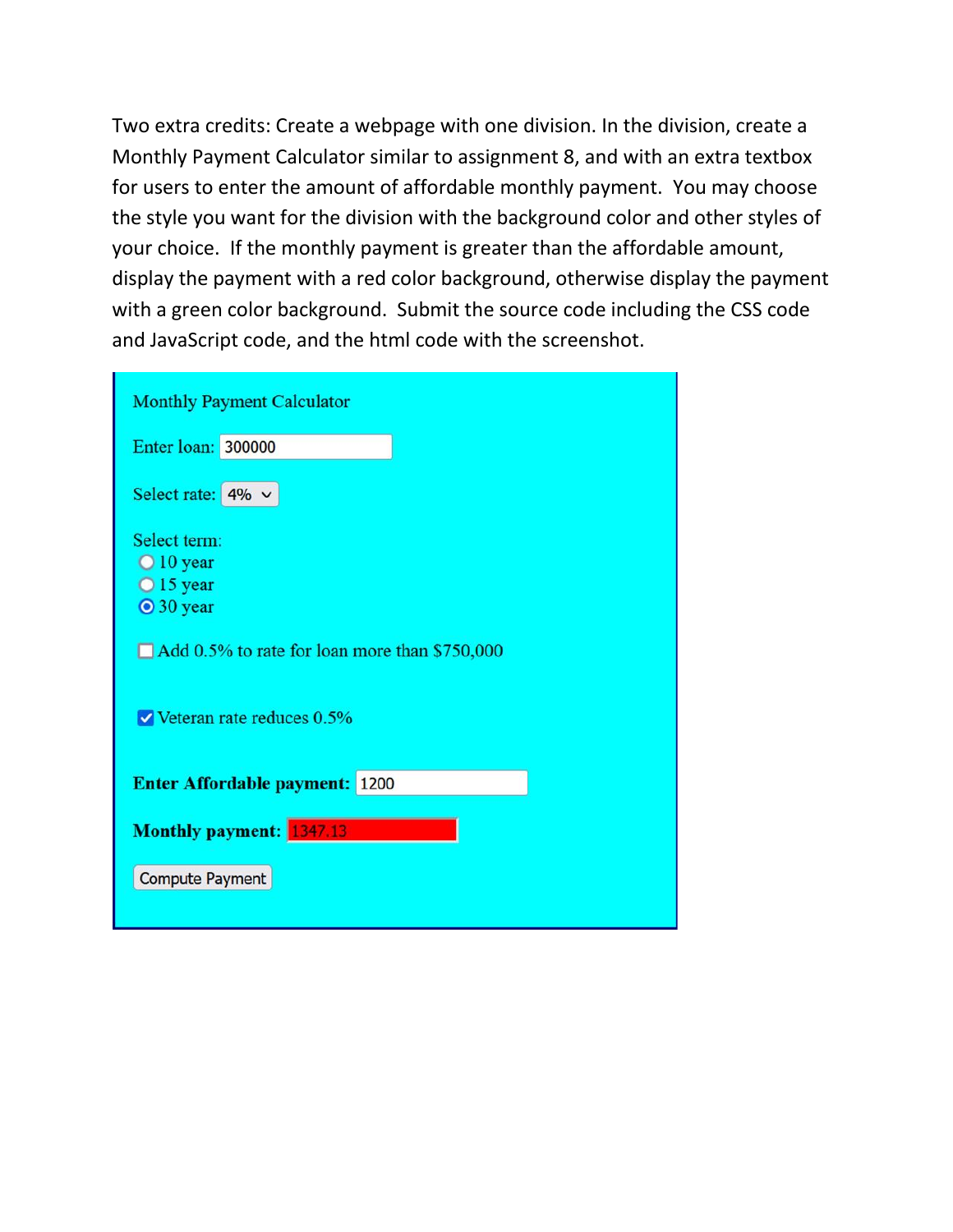Two extra credits: Create a webpage with one division. In the division, create a Monthly Payment Calculator similar to assignment 8, and with an extra textbox for users to enter the amount of affordable monthly payment. You may choose the style you want for the division with the background color and other styles of your choice. If the monthly payment is greater than the affordable amount, display the payment with a red color background, otherwise display the payment with a green color background. Submit the source code including the CSS code and JavaScript code, and the html code with the screenshot.

Monthly Payment Calculator

Enter loan: 300000

Select rate: 4%

Select term:
10 year
15 year
30 year

Add 0.5% to rate for loan more than $750,000

Veteran rate reduces 0.5%

**Enter Affordable payment:** 1200

**Monthly payment:** 1347.13

Compute Payment